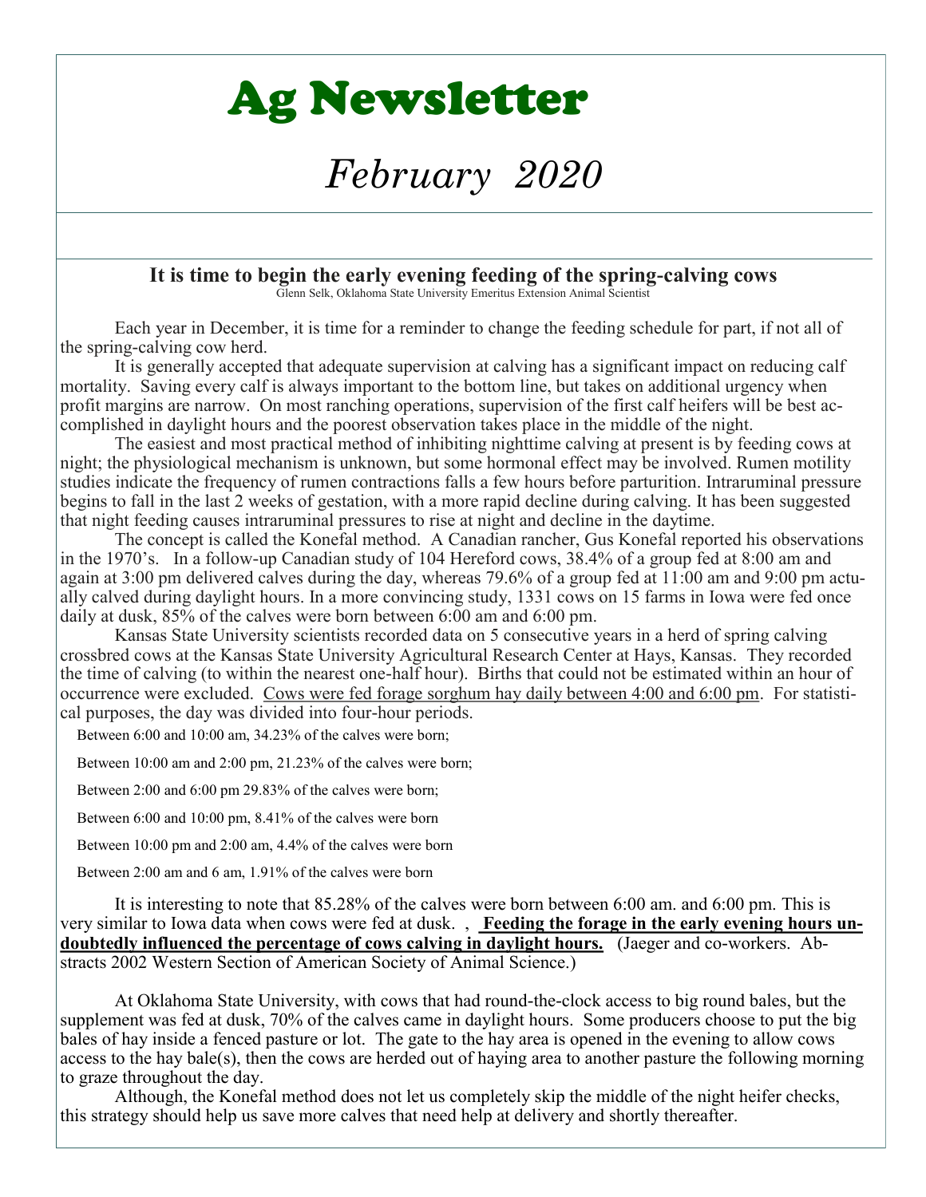# Ag Newsletter

## *February 2020*

### It is time to begin the early evening feeding of the spring-calving cows

Glenn Selk, Oklahoma State University Emeritus Extension Animal Scientist

Each year in December, it is time for a reminder to change the feeding schedule for part, if not all of the spring-calving cow herd.

It is generally accepted that adequate supervision at calving has a significant impact on reducing calf mortality. Saving every calf is always important to the bottom line, but takes on additional urgency when profit margins are narrow. On most ranching operations, supervision of the first calf heifers will be best accomplished in daylight hours and the poorest observation takes place in the middle of the night.

The easiest and most practical method of inhibiting nighttime calving at present is by feeding cows at night; the physiological mechanism is unknown, but some hormonal effect may be involved. Rumen motility studies indicate the frequency of rumen contractions falls a few hours before parturition. Intraruminal pressure begins to fall in the last 2 weeks of gestation, with a more rapid decline during calving. It has been suggested that night feeding causes intraruminal pressures to rise at night and decline in the daytime.

The concept is called the Konefal method. A Canadian rancher, Gus Konefal reported his observations in the 1970's. In a follow-up Canadian study of 104 Hereford cows, 38.4% of a group fed at 8:00 am and again at 3:00 pm delivered calves during the day, whereas 79.6% of a group fed at 11:00 am and 9:00 pm actually calved during daylight hours. In a more convincing study, 1331 cows on 15 farms in Iowa were fed once daily at dusk, 85% of the calves were born between 6:00 am and 6:00 pm.

Kansas State University scientists recorded data on 5 consecutive years in a herd of spring calving crossbred cows at the Kansas State University Agricultural Research Center at Hays, Kansas. They recorded the time of calving (to within the nearest one-half hour). Births that could not be estimated within an hour of occurrence were excluded. <u>Cows were fed forage sorghum hay daily between 4:00 and 6:00 pm</u>. For statistical purposes, the day was divided into four-hour periods.

Between 6:00 and 10:00 am, 34.23% of the calves were born;

Between 10:00 am and 2:00 pm, 21.23% of the calves were born;

Between 2:00 and 6:00 pm 29.83% of the calves were born;

Between 6:00 and 10:00 pm, 8.41% of the calves were born

Between 10:00 pm and 2:00 am, 4.4% of the calves were born

Between 2:00 am and 6 am, 1.91% of the calves were born

It is interesting to note that 85.28% of the calves were born between 6:00 am. and 6:00 pm. This is very similar to Iowa data when cows were fed at dusk. , **<u>Feeding the forage in the early evening hours undoubtedly influenced the percentage of cows calving in daylight hours.</u>** (Jaeger and co-workers. Abstracts 2002 Western Section of American Society of Animal Science.)

At Oklahoma State University, with cows that had round-the-clock access to big round bales, but the supplement was fed at dusk, 70% of the calves came in daylight hours. Some producers choose to put the big bales of hay inside a fenced pasture or lot. The gate to the hay area is opened in the evening to allow cows access to the hay bale(s), then the cows are herded out of haying area to another pasture the following morning to graze throughout the day.

Although, the Konefal method does not let us completely skip the middle of the night heifer checks, this strategy should help us save more calves that need help at delivery and shortly thereafter.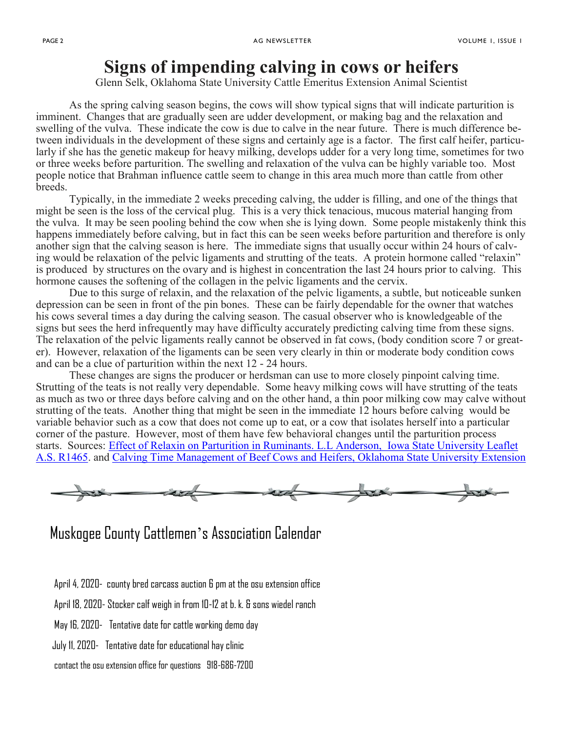# Signs of impending calving in cows or heifers

Glenn Selk, Oklahoma State University Cattle Emeritus Extension Animal Scientist

As the spring calving season begins, the cows will show typical signs that will indicate parturition is imminent. Changes that are gradually seen are udder development, or making bag and the relaxation and swelling of the vulva. These indicate the cow is due to calve in the near future. There is much difference between individuals in the development of these signs and certainly age is a factor. The first calf heifer, particularly if she has the genetic makeup for heavy milking, develops udder for a very long time, sometimes for two or three weeks before parturition. The swelling and relaxation of the vulva can be highly variable too. Most people notice that Brahman influence cattle seem to change in this area much more than cattle from other breeds.

Typically, in the immediate 2 weeks preceding calving, the udder is filling, and one of the things that might be seen is the loss of the cervical plug. This is a very thick tenacious, mucous material hanging from the vulva. It may be seen pooling behind the cow when she is lying down. Some people mistakenly think this happens immediately before calving, but in fact this can be seen weeks before parturition and therefore is only another sign that the calving season is here. The immediate signs that usually occur within 24 hours of calving would be relaxation of the pelvic ligaments and strutting of the teats. A protein hormone called "relaxin" is produced by structures on the ovary and is highest in concentration the last 24 hours prior to calving. This hormone causes the softening of the collagen in the pelvic ligaments and the cervix.

Due to this surge of relaxin, and the relaxation of the pelvic ligaments, a subtle, but noticeable sunken depression can be seen in front of the pin bones. These can be fairly dependable for the owner that watches his cows several times a day during the calving season. The casual observer who is knowledgeable of the signs but sees the herd infrequently may have difficulty accurately predicting calving time from these signs. The relaxation of the pelvic ligaments really cannot be observed in fat cows, (body condition score 7 or greater). However, relaxation of the ligaments can be seen very clearly in thin or moderate body condition cows and can be a clue of parturition within the next 12 - 24 hours.

These changes are signs the producer or herdsman can use to more closely pinpoint calving time. Strutting of the teats is not really very dependable. Some heavy milking cows will have strutting of the teats as much as two or three days before calving and on the other hand, a thin poor milking cow may calve without strutting of the teats. Another thing that might be seen in the immediate 12 hours before calving would be variable behavior such as a cow that does not come up to eat, or a cow that isolates herself into a particular corner of the pasture. However, most of them have few behavioral changes until the parturition process starts. Sources: Effect of Relaxin on Parturition in Ruminants. L.L Anderson, Iowa State University Leaflet A.S. R1465. and Calving Time Management of Beef Cows and Heifers, Oklahoma State University Extension

## Muskogee County Cattlemen's Association Calendar

April 4, 2020- county bred carcass auction 6 pm at the osu extension office

April 18, 2020- Stocker calf weigh in from 10-12 at b. k. & sons wiedel ranch

May 16, 2020- Tentative date for cattle working demo day

July 11, 2020- Tentative date for educational hay clinic

contact the osu extension office for questions 918-686-7200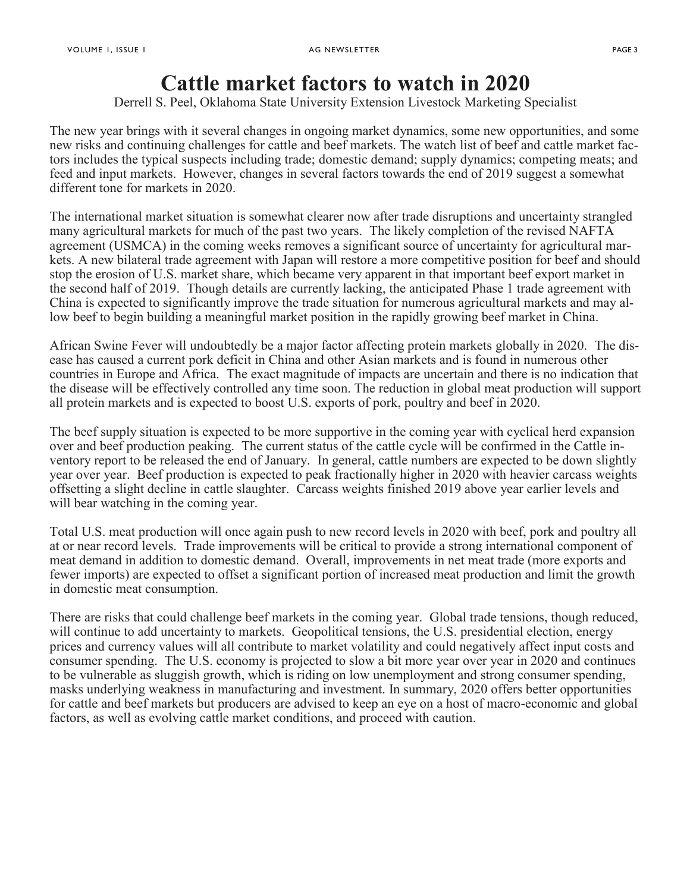# Cattle market factors to watch in 2020

Derrell S. Peel, Oklahoma State University Extension Livestock Marketing Specialist

The new year brings with it several changes in ongoing market dynamics, some new opportunities, and some new risks and continuing challenges for cattle and beef markets. The watch list of beef and cattle market factors includes the typical suspects including trade; domestic demand; supply dynamics; competing meats; and feed and input markets. However, changes in several factors towards the end of 2019 suggest a somewhat different tone for markets in 2020.

The international market situation is somewhat clearer now after trade disruptions and uncertainty strangled many agricultural markets for much of the past two years. The likely completion of the revised NAFTA agreement (USMCA) in the coming weeks removes a significant source of uncertainty for agricultural markets. A new bilateral trade agreement with Japan will restore a more competitive position for beef and should stop the erosion of U.S. market share, which became very apparent in that important beef export market in the second half of 2019. Though details are currently lacking, the anticipated Phase 1 trade agreement with China is expected to significantly improve the trade situation for numerous agricultural markets and may allow beef to begin building a meaningful market position in the rapidly growing beef market in China.

African Swine Fever will undoubtedly be a major factor affecting protein markets globally in 2020. The disease has caused a current pork deficit in China and other Asian markets and is found in numerous other countries in Europe and Africa. The exact magnitude of impacts are uncertain and there is no indication that the disease will be effectively controlled any time soon. The reduction in global meat production will support all protein markets and is expected to boost U.S. exports of pork, poultry and beef in 2020.

The beef supply situation is expected to be more supportive in the coming year with cyclical herd expansion over and beef production peaking. The current status of the cattle cycle will be confirmed in the Cattle inventory report to be released the end of January. In general, cattle numbers are expected to be down slightly year over year. Beef production is expected to peak fractionally higher in 2020 with heavier carcass weights offsetting a slight decline in cattle slaughter. Carcass weights finished 2019 above year earlier levels and will bear watching in the coming year.

Total U.S. meat production will once again push to new record levels in 2020 with beef, pork and poultry all at or near record levels. Trade improvements will be critical to provide a strong international component of meat demand in addition to domestic demand. Overall, improvements in net meat trade (more exports and fewer imports) are expected to offset a significant portion of increased meat production and limit the growth in domestic meat consumption.

There are risks that could challenge beef markets in the coming year. Global trade tensions, though reduced, will continue to add uncertainty to markets. Geopolitical tensions, the U.S. presidential election, energy prices and currency values will all contribute to market volatility and could negatively affect input costs and consumer spending. The U.S. economy is projected to slow a bit more year over year in 2020 and continues to be vulnerable as sluggish growth, which is riding on low unemployment and strong consumer spending, masks underlying weakness in manufacturing and investment. In summary, 2020 offers better opportunities for cattle and beef markets but producers are advised to keep an eye on a host of macro-economic and global factors, as well as evolving cattle market conditions, and proceed with caution.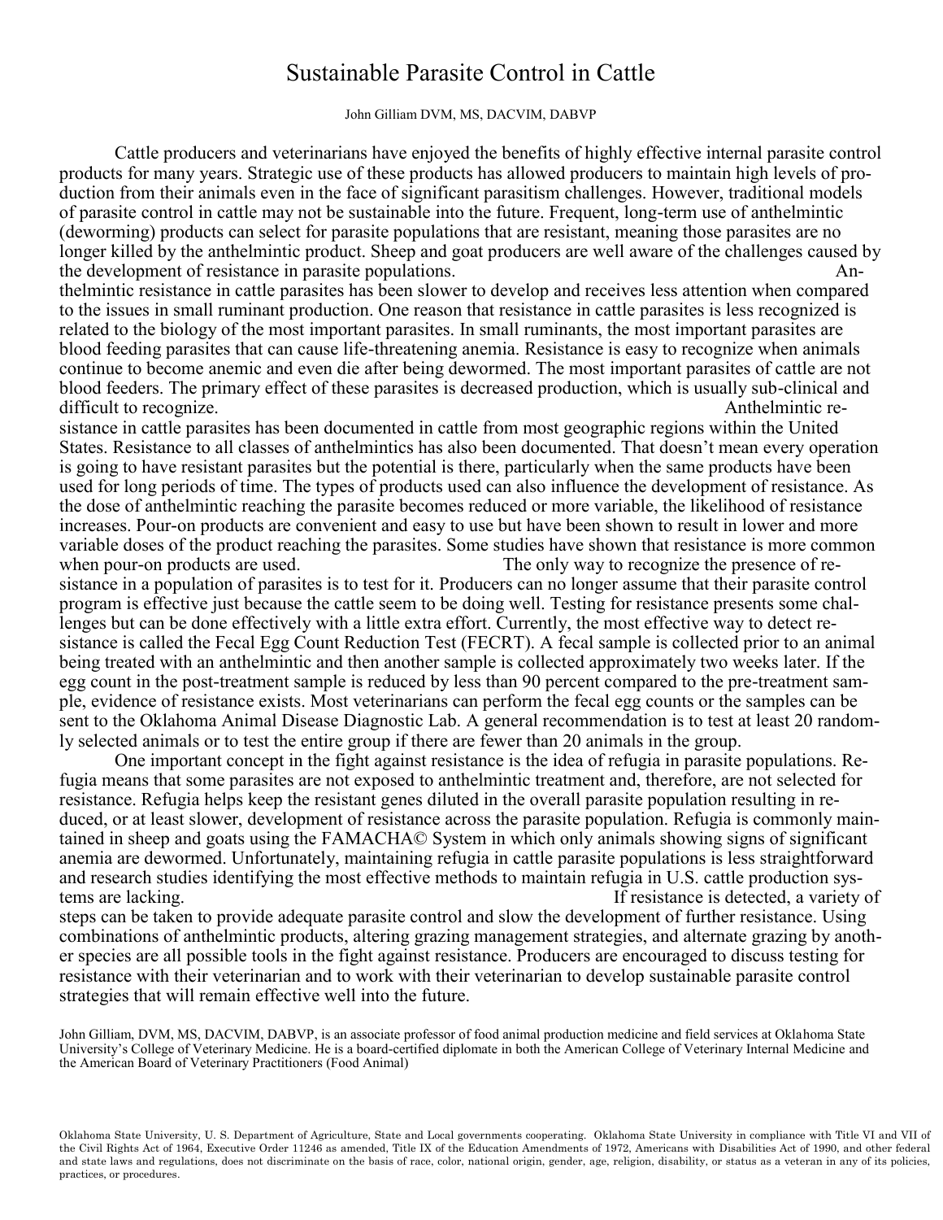# Sustainable Parasite Control in Cattle

John Gilliam DVM, MS, DACVIM, DABVP

Cattle producers and veterinarians have enjoyed the benefits of highly effective internal parasite control products for many years. Strategic use of these products has allowed producers to maintain high levels of production from their animals even in the face of significant parasitism challenges. However, traditional models of parasite control in cattle may not be sustainable into the future. Frequent, long-term use of anthelmintic (deworming) products can select for parasite populations that are resistant, meaning those parasites are no longer killed by the anthelmintic product. Sheep and goat producers are well aware of the challenges caused by the development of resistance in parasite populations.

Anthelmintic resistance in cattle parasites has been slower to develop and receives less attention when compared to the issues in small ruminant production. One reason that resistance in cattle parasites is less recognized is related to the biology of the most important parasites. In small ruminants, the most important parasites are blood feeding parasites that can cause life-threatening anemia. Resistance is easy to recognize when animals continue to become anemic and even die after being dewormed. The most important parasites of cattle are not blood feeders. The primary effect of these parasites is decreased production, which is usually sub-clinical and difficult to recognize.

Anthelmintic resistance in cattle parasites has been documented in cattle from most geographic regions within the United States. Resistance to all classes of anthelmintics has also been documented. That doesn't mean every operation is going to have resistant parasites but the potential is there, particularly when the same products have been used for long periods of time. The types of products used can also influence the development of resistance. As the dose of anthelmintic reaching the parasite becomes reduced or more variable, the likelihood of resistance increases. Pour-on products are convenient and easy to use but have been shown to result in lower and more variable doses of the product reaching the parasites. Some studies have shown that resistance is more common when pour-on products are used.

The only way to recognize the presence of resistance in a population of parasites is to test for it. Producers can no longer assume that their parasite control program is effective just because the cattle seem to be doing well. Testing for resistance presents some challenges but can be done effectively with a little extra effort. Currently, the most effective way to detect resistance is called the Fecal Egg Count Reduction Test (FECRT). A fecal sample is collected prior to an animal being treated with an anthelmintic and then another sample is collected approximately two weeks later. If the egg count in the post-treatment sample is reduced by less than 90 percent compared to the pre-treatment sample, evidence of resistance exists. Most veterinarians can perform the fecal egg counts or the samples can be sent to the Oklahoma Animal Disease Diagnostic Lab. A general recommendation is to test at least 20 randomly selected animals or to test the entire group if there are fewer than 20 animals in the group.

One important concept in the fight against resistance is the idea of refugia in parasite populations. Refugia means that some parasites are not exposed to anthelmintic treatment and, therefore, are not selected for resistance. Refugia helps keep the resistant genes diluted in the overall parasite population resulting in reduced, or at least slower, development of resistance across the parasite population. Refugia is commonly maintained in sheep and goats using the FAMACHA© System in which only animals showing signs of significant anemia are dewormed. Unfortunately, maintaining refugia in cattle parasite populations is less straightforward and research studies identifying the most effective methods to maintain refugia in U.S. cattle production systems are lacking.

If resistance is detected, a variety of steps can be taken to provide adequate parasite control and slow the development of further resistance. Using combinations of anthelmintic products, altering grazing management strategies, and alternate grazing by another species are all possible tools in the fight against resistance. Producers are encouraged to discuss testing for resistance with their veterinarian and to work with their veterinarian to develop sustainable parasite control strategies that will remain effective well into the future.

John Gilliam, DVM, MS, DACVIM, DABVP, is an associate professor of food animal production medicine and field services at Oklahoma State University's College of Veterinary Medicine. He is a board-certified diplomate in both the American College of Veterinary Internal Medicine and the American Board of Veterinary Practitioners (Food Animal)

Oklahoma State University, U. S. Department of Agriculture, State and Local governments cooperating. Oklahoma State University in compliance with Title VI and VII of the Civil Rights Act of 1964, Executive Order 11246 as amended, Title IX of the Education Amendments of 1972, Americans with Disabilities Act of 1990, and other federal and state laws and regulations, does not discriminate on the basis of race, color, national origin, gender, age, religion, disability, or status as a veteran in any of its policies, practices, or procedures.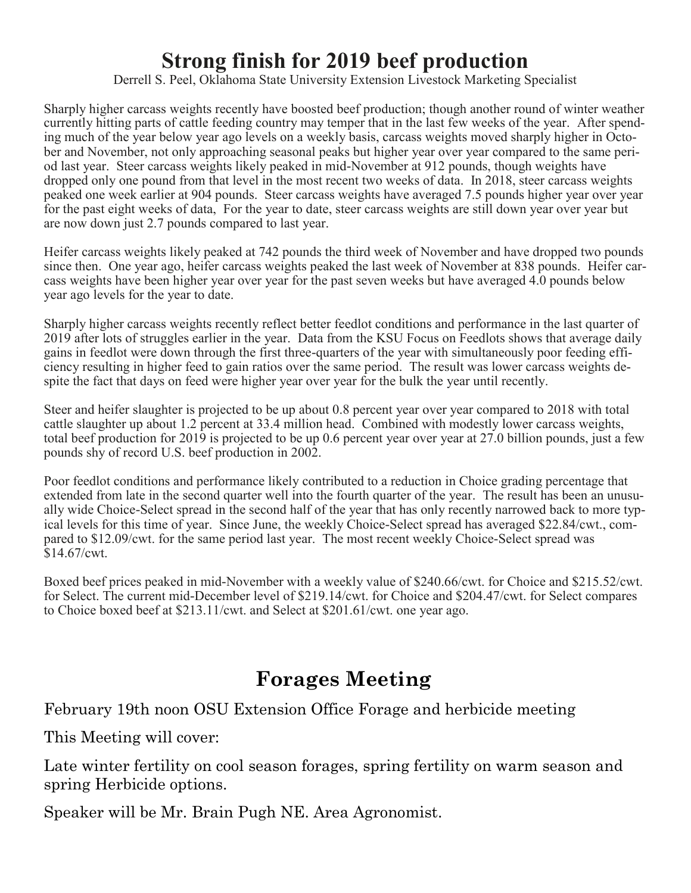# Strong finish for 2019 beef production

Derrell S. Peel, Oklahoma State University Extension Livestock Marketing Specialist

Sharply higher carcass weights recently have boosted beef production; though another round of winter weather currently hitting parts of cattle feeding country may temper that in the last few weeks of the year. After spending much of the year below year ago levels on a weekly basis, carcass weights moved sharply higher in October and November, not only approaching seasonal peaks but higher year over year compared to the same period last year. Steer carcass weights likely peaked in mid-November at 912 pounds, though weights have dropped only one pound from that level in the most recent two weeks of data. In 2018, steer carcass weights peaked one week earlier at 904 pounds. Steer carcass weights have averaged 7.5 pounds higher year over year for the past eight weeks of data, For the year to date, steer carcass weights are still down year over year but are now down just 2.7 pounds compared to last year.

Heifer carcass weights likely peaked at 742 pounds the third week of November and have dropped two pounds since then. One year ago, heifer carcass weights peaked the last week of November at 838 pounds. Heifer carcass weights have been higher year over year for the past seven weeks but have averaged 4.0 pounds below year ago levels for the year to date.

Sharply higher carcass weights recently reflect better feedlot conditions and performance in the last quarter of 2019 after lots of struggles earlier in the year. Data from the KSU Focus on Feedlots shows that average daily gains in feedlot were down through the first three-quarters of the year with simultaneously poor feeding efficiency resulting in higher feed to gain ratios over the same period. The result was lower carcass weights despite the fact that days on feed were higher year over year for the bulk the year until recently.

Steer and heifer slaughter is projected to be up about 0.8 percent year over year compared to 2018 with total cattle slaughter up about 1.2 percent at 33.4 million head. Combined with modestly lower carcass weights, total beef production for 2019 is projected to be up 0.6 percent year over year at 27.0 billion pounds, just a few pounds shy of record U.S. beef production in 2002.

Poor feedlot conditions and performance likely contributed to a reduction in Choice grading percentage that extended from late in the second quarter well into the fourth quarter of the year. The result has been an unusually wide Choice-Select spread in the second half of the year that has only recently narrowed back to more typical levels for this time of year. Since June, the weekly Choice-Select spread has averaged $22.84/cwt., compared to $12.09/cwt. for the same period last year. The most recent weekly Choice-Select spread was $14.67/cwt.

Boxed beef prices peaked in mid-November with a weekly value of $240.66/cwt. for Choice and $215.52/cwt. for Select. The current mid-December level of $219.14/cwt. for Choice and $204.47/cwt. for Select compares to Choice boxed beef at $213.11/cwt. and Select at $201.61/cwt. one year ago.

# Forages Meeting

February 19th noon OSU Extension Office Forage and herbicide meeting

This Meeting will cover:

Late winter fertility on cool season forages, spring fertility on warm season and spring Herbicide options.

Speaker will be Mr. Brain Pugh NE. Area Agronomist.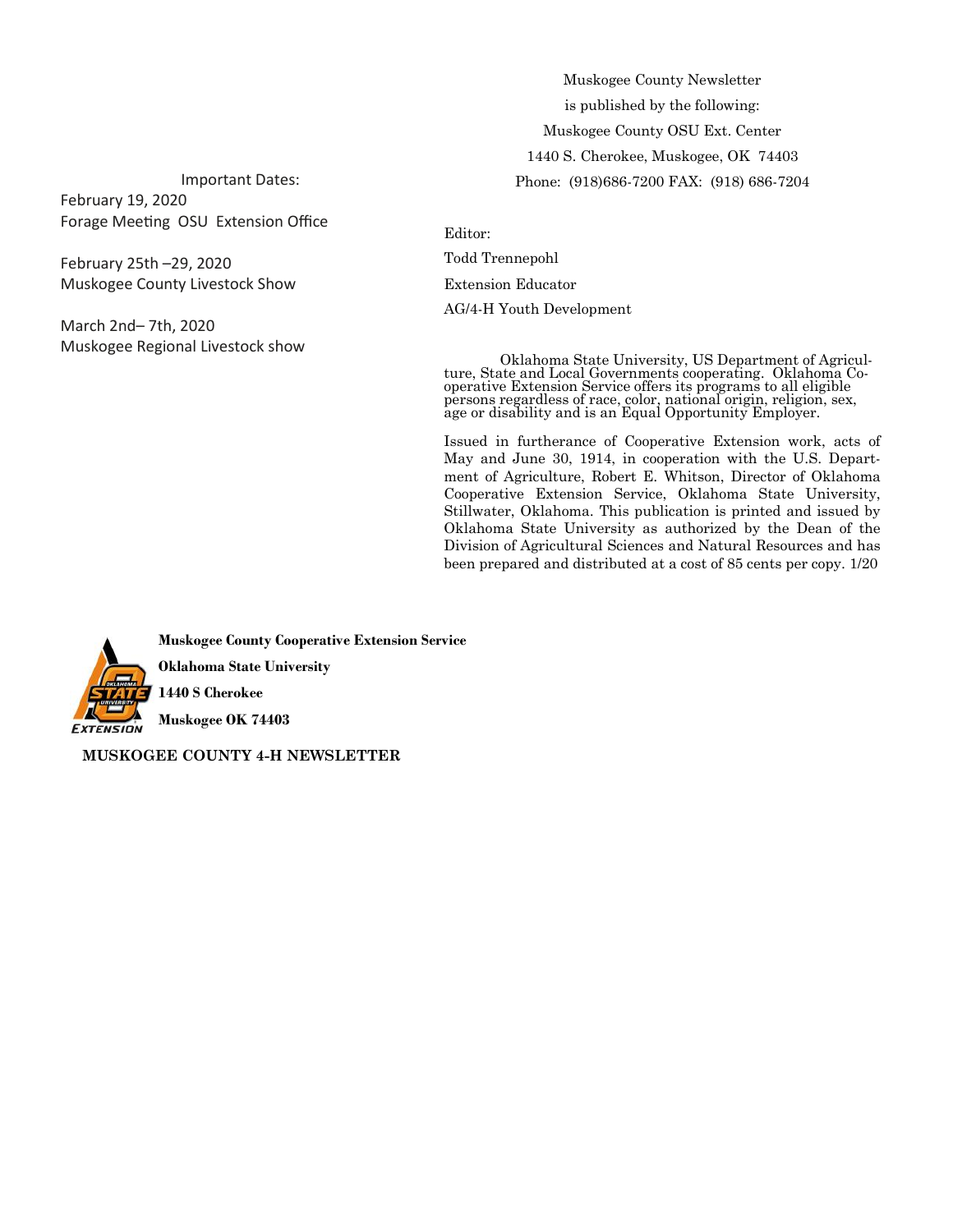Important Dates:

February 19, 2020
Forage Meeting OSU Extension Office

February 25th –29, 2020
Muskogee County Livestock Show

March 2nd– 7th, 2020
Muskogee Regional Livestock show

Muskogee County Newsletter
is published by the following:
Muskogee County OSU Ext. Center
1440 S. Cherokee, Muskogee, OK 74403
Phone: (918)686-7200 FAX: (918) 686-7204

Editor:
Todd Trennepohl
Extension Educator
AG/4-H Youth Development

Oklahoma State University, US Department of Agriculture, State and Local Governments cooperating. Oklahoma Cooperative Extension Service offers its programs to all eligible persons regardless of race, color, national origin, religion, sex, age or disability and is an Equal Opportunity Employer.

Issued in furtherance of Cooperative Extension work, acts of May and June 30, 1914, in cooperation with the U.S. Department of Agriculture, Robert E. Whitson, Director of Oklahoma Cooperative Extension Service, Oklahoma State University, Stillwater, Oklahoma. This publication is printed and issued by Oklahoma State University as authorized by the Dean of the Division of Agricultural Sciences and Natural Resources and has been prepared and distributed at a cost of 85 cents per copy. 1/20

**Muskogee County Cooperative Extension Service**
**Oklahoma State University**
**1440 S Cherokee**
**Muskogee OK 74403**

**MUSKOGEE COUNTY 4-H NEWSLETTER**